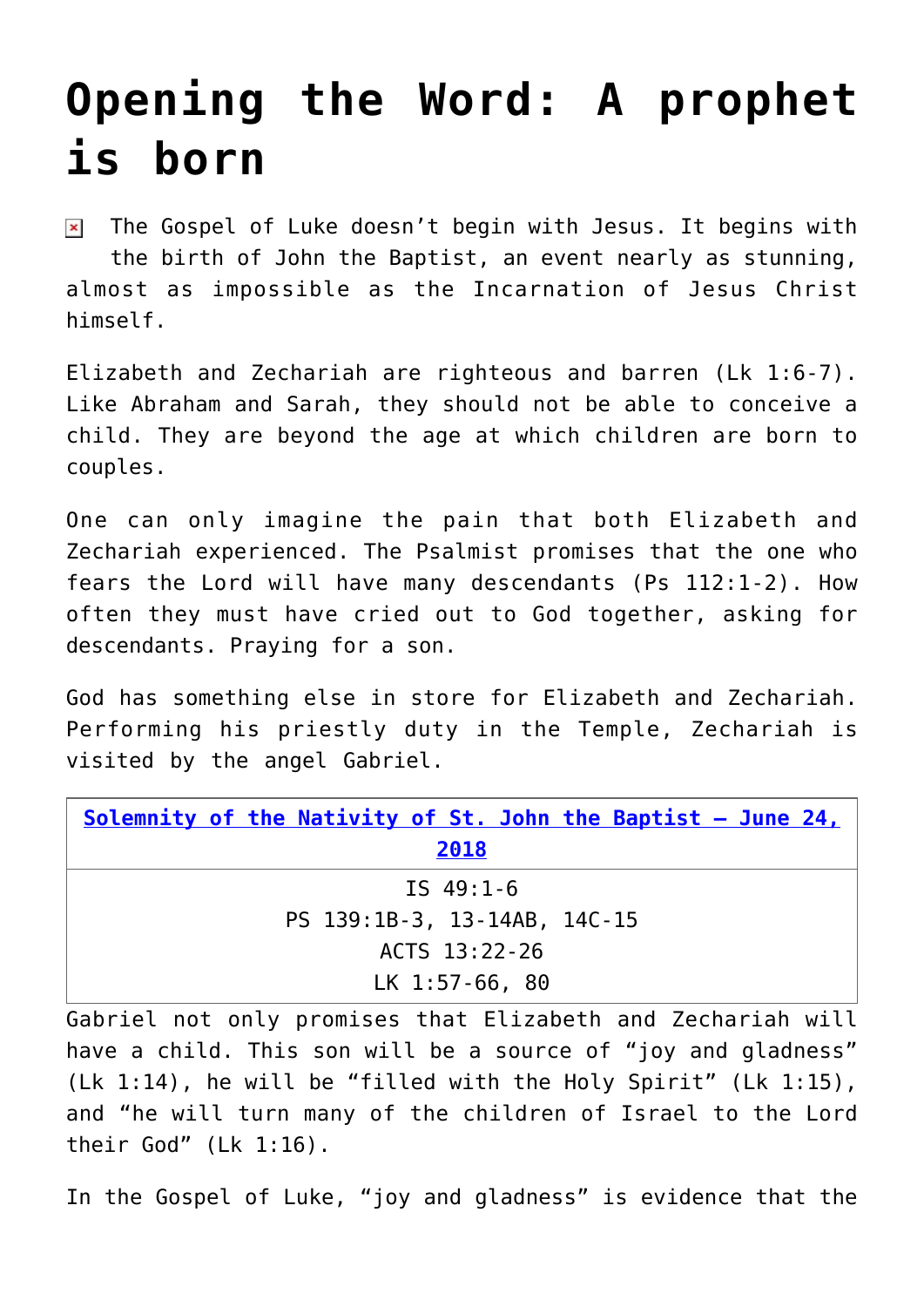# Opening the Word: A prophet is born

The Gospel of Luke doesn't begin with Jesus. It begins with the birth of John the Baptist, an event nearly as stunning, almost as impossible as the Incarnation of Jesus Christ himself.

Elizabeth and Zechariah are righteous and barren (Lk 1:6-7). Like Abraham and Sarah, they should not be able to conceive a child. They are beyond the age at which children are born to couples.

One can only imagine the pain that both Elizabeth and Zechariah experienced. The Psalmist promises that the one who fears the Lord will have many descendants (Ps 112:1-2). How often they must have cried out to God together, asking for descendants. Praying for a son.

God has something else in store for Elizabeth and Zechariah. Performing his priestly duty in the Temple, Zechariah is visited by the angel Gabriel.

| Solemnity of the Nativity of St. John the Baptist – June 24, 2018 |
| --- |
| IS 49:1-6<br>PS 139:1B-3, 13-14AB, 14C-15<br>ACTS 13:22-26<br>LK 1:57-66, 80 |

Gabriel not only promises that Elizabeth and Zechariah will have a child. This son will be a source of "joy and gladness" (Lk 1:14), he will be "filled with the Holy Spirit" (Lk 1:15), and "he will turn many of the children of Israel to the Lord their God" (Lk 1:16).

In the Gospel of Luke, "joy and gladness" is evidence that the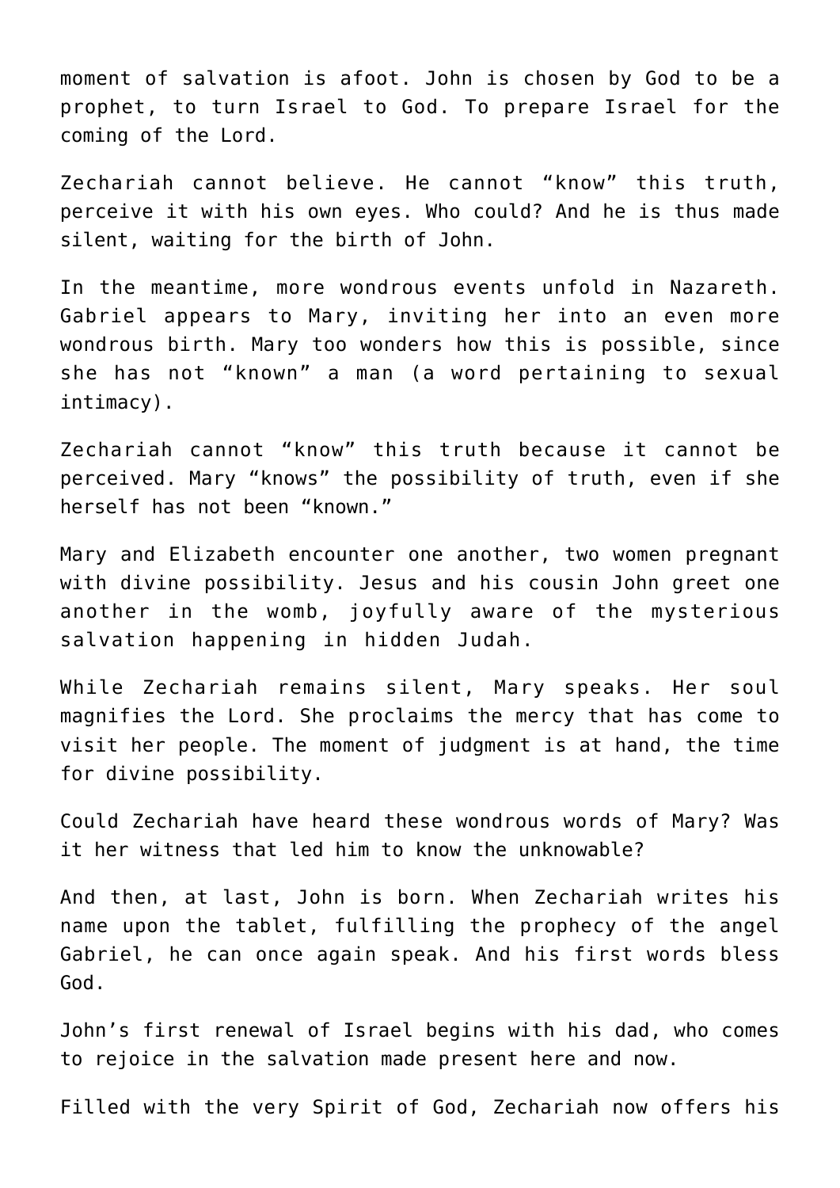moment of salvation is afoot. John is chosen by God to be a prophet, to turn Israel to God. To prepare Israel for the coming of the Lord.

Zechariah cannot believe. He cannot “know” this truth, perceive it with his own eyes. Who could? And he is thus made silent, waiting for the birth of John.

In the meantime, more wondrous events unfold in Nazareth. Gabriel appears to Mary, inviting her into an even more wondrous birth. Mary too wonders how this is possible, since she has not “known” a man (a word pertaining to sexual intimacy).

Zechariah cannot “know” this truth because it cannot be perceived. Mary “knows” the possibility of truth, even if she herself has not been “known.”

Mary and Elizabeth encounter one another, two women pregnant with divine possibility. Jesus and his cousin John greet one another in the womb, joyfully aware of the mysterious salvation happening in hidden Judah.

While Zechariah remains silent, Mary speaks. Her soul magnifies the Lord. She proclaims the mercy that has come to visit her people. The moment of judgment is at hand, the time for divine possibility.

Could Zechariah have heard these wondrous words of Mary? Was it her witness that led him to know the unknowable?

And then, at last, John is born. When Zechariah writes his name upon the tablet, fulfilling the prophecy of the angel Gabriel, he can once again speak. And his first words bless God.

John’s first renewal of Israel begins with his dad, who comes to rejoice in the salvation made present here and now.

Filled with the very Spirit of God, Zechariah now offers his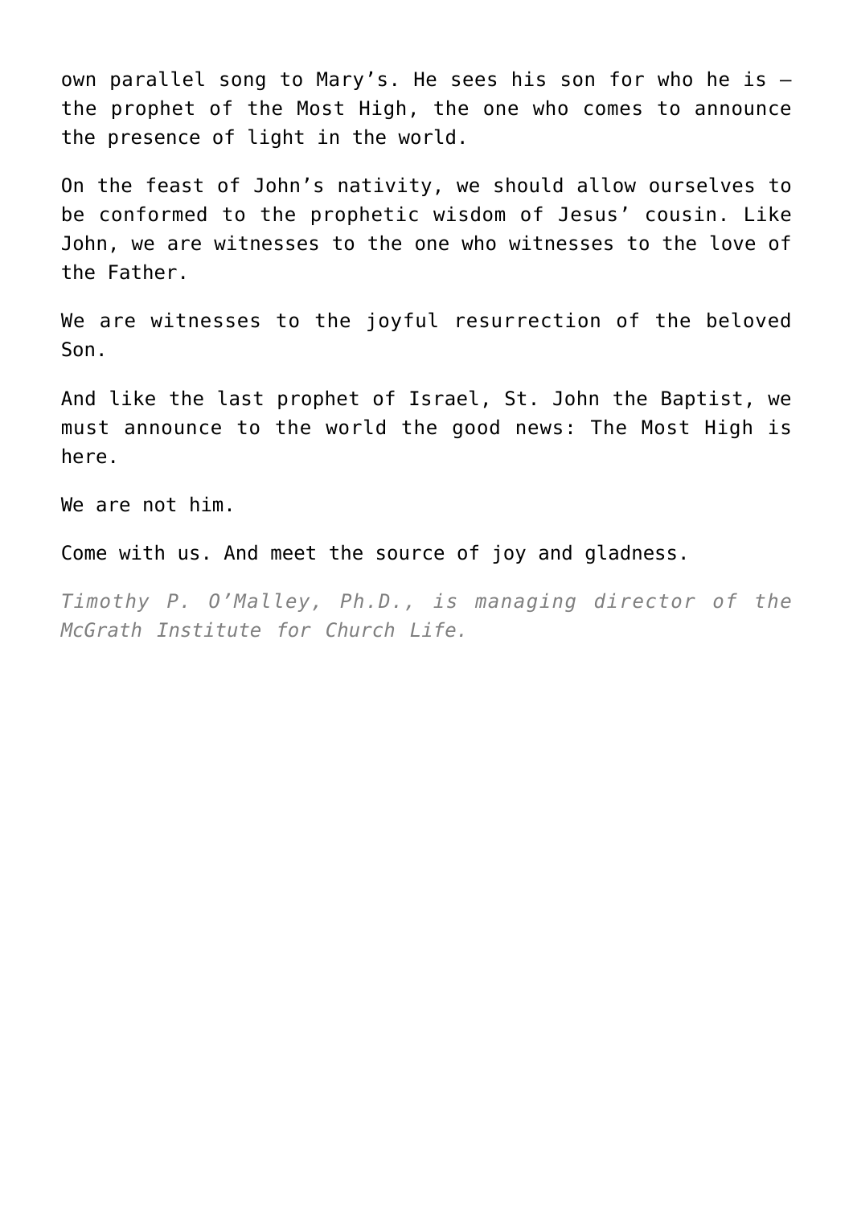own parallel song to Mary's. He sees his son for who he is — the prophet of the Most High, the one who comes to announce the presence of light in the world.

On the feast of John's nativity, we should allow ourselves to be conformed to the prophetic wisdom of Jesus' cousin. Like John, we are witnesses to the one who witnesses to the love of the Father.

We are witnesses to the joyful resurrection of the beloved Son.

And like the last prophet of Israel, St. John the Baptist, we must announce to the world the good news: The Most High is here.

We are not him.

Come with us. And meet the source of joy and gladness.

*Timothy P. O'Malley, Ph.D., is managing director of the McGrath Institute for Church Life.*